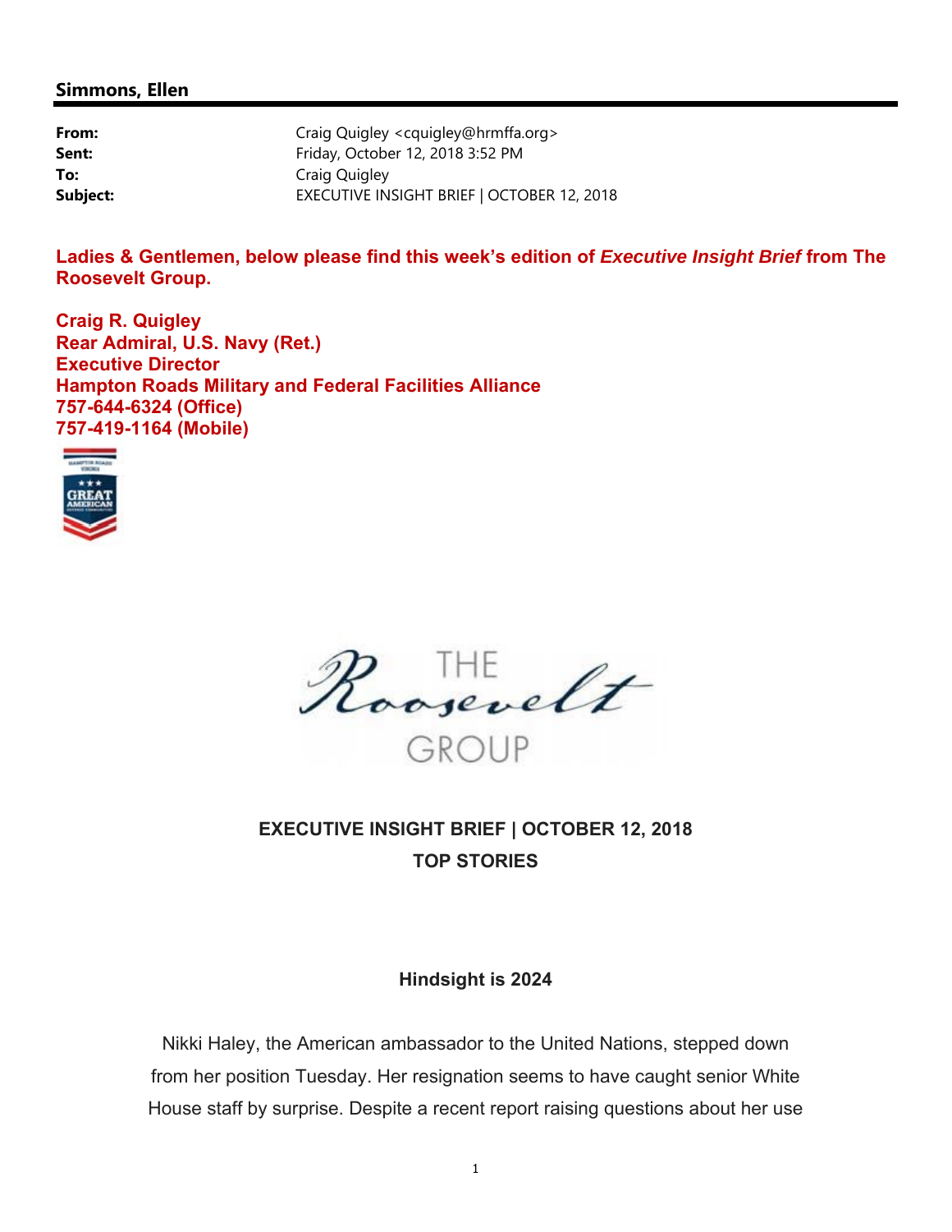**Simmons, Ellen**

| | |
|---|---|
| **From:** | Craig Quigley <cquigley@hrmffa.org> |
| **Sent:** | Friday, October 12, 2018 3:52 PM |
| **To:** | Craig Quigley |
| **Subject:** | EXECUTIVE INSIGHT BRIEF \| OCTOBER 12, 2018 |

**Ladies & Gentlemen, below please find this week's edition of *Executive Insight Brief* from The Roosevelt Group.**

**Craig R. Quigley**
**Rear Admiral, U.S. Navy (Ret.)**
**Executive Director**
**Hampton Roads Military and Federal Facilities Alliance**
**757-644-6324 (Office)**
**757-419-1164 (Mobile)**

THE Roosevelt GROUP

**EXECUTIVE INSIGHT BRIEF | OCTOBER 12, 2018**
**TOP STORIES**

**Hindsight is 2024**

Nikki Haley, the American ambassador to the United Nations, stepped down from her position Tuesday. Her resignation seems to have caught senior White House staff by surprise. Despite a recent report raising questions about her use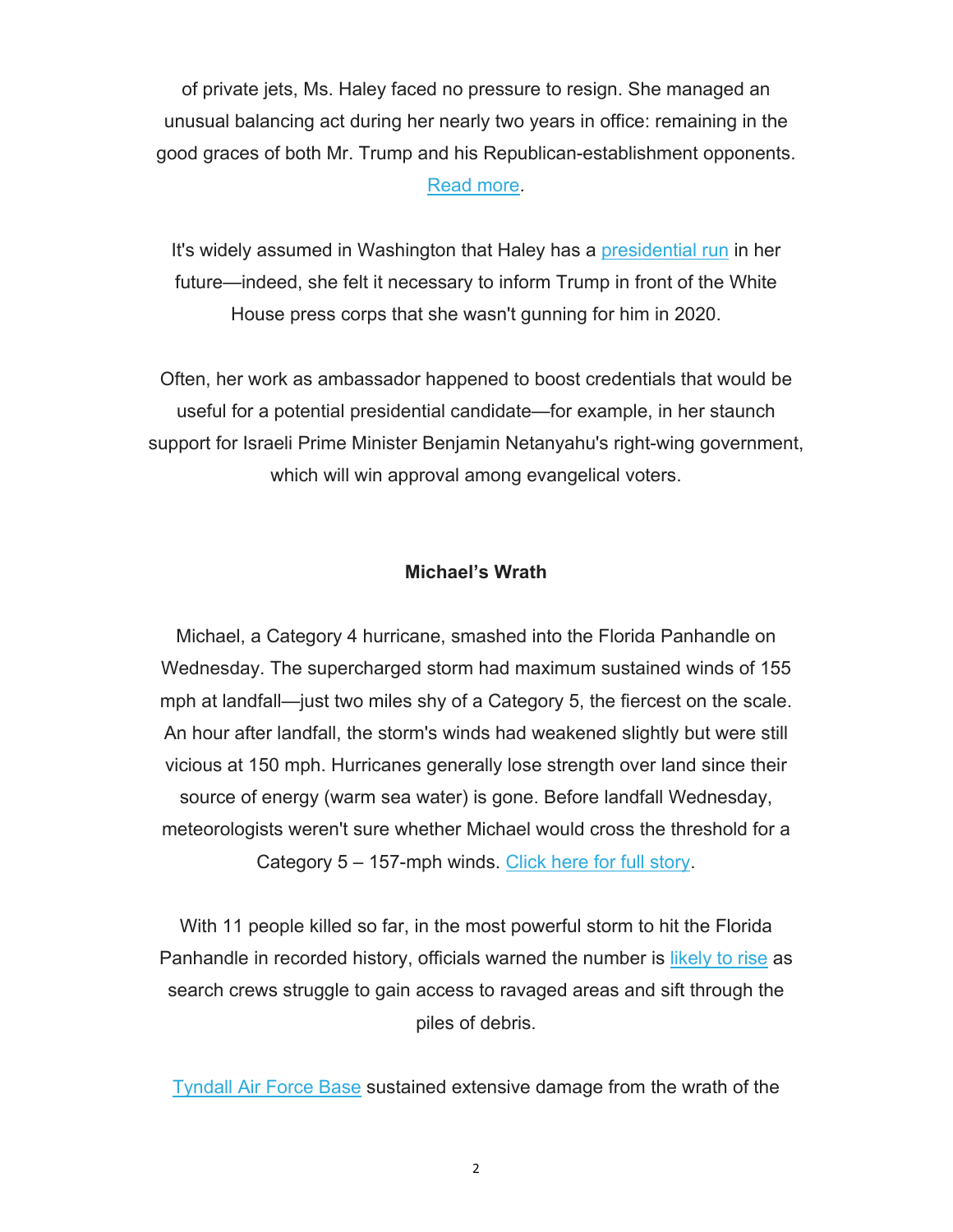of private jets, Ms. Haley faced no pressure to resign. She managed an unusual balancing act during her nearly two years in office: remaining in the good graces of both Mr. Trump and his Republican-establishment opponents. Read more.

It's widely assumed in Washington that Haley has a presidential run in her future—indeed, she felt it necessary to inform Trump in front of the White House press corps that she wasn't gunning for him in 2020.

Often, her work as ambassador happened to boost credentials that would be useful for a potential presidential candidate—for example, in her staunch support for Israeli Prime Minister Benjamin Netanyahu's right-wing government, which will win approval among evangelical voters.

**Michael's Wrath**

Michael, a Category 4 hurricane, smashed into the Florida Panhandle on Wednesday. The supercharged storm had maximum sustained winds of 155 mph at landfall—just two miles shy of a Category 5, the fiercest on the scale. An hour after landfall, the storm's winds had weakened slightly but were still vicious at 150 mph. Hurricanes generally lose strength over land since their source of energy (warm sea water) is gone. Before landfall Wednesday, meteorologists weren't sure whether Michael would cross the threshold for a Category 5 – 157-mph winds. Click here for full story.

With 11 people killed so far, in the most powerful storm to hit the Florida Panhandle in recorded history, officials warned the number is likely to rise as search crews struggle to gain access to ravaged areas and sift through the piles of debris.

Tyndall Air Force Base sustained extensive damage from the wrath of the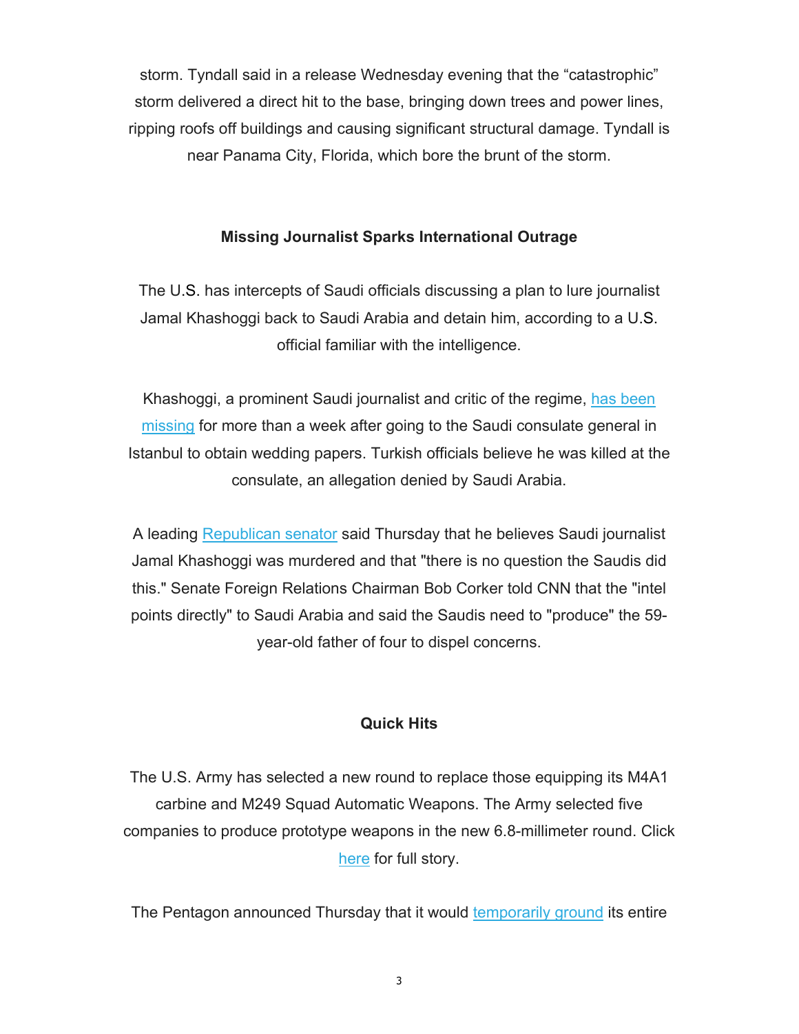storm. Tyndall said in a release Wednesday evening that the "catastrophic" storm delivered a direct hit to the base, bringing down trees and power lines, ripping roofs off buildings and causing significant structural damage. Tyndall is near Panama City, Florida, which bore the brunt of the storm.

**Missing Journalist Sparks International Outrage**

The U.S. has intercepts of Saudi officials discussing a plan to lure journalist Jamal Khashoggi back to Saudi Arabia and detain him, according to a U.S. official familiar with the intelligence.

Khashoggi, a prominent Saudi journalist and critic of the regime, has been missing for more than a week after going to the Saudi consulate general in Istanbul to obtain wedding papers. Turkish officials believe he was killed at the consulate, an allegation denied by Saudi Arabia.

A leading Republican senator said Thursday that he believes Saudi journalist Jamal Khashoggi was murdered and that "there is no question the Saudis did this." Senate Foreign Relations Chairman Bob Corker told CNN that the "intel points directly" to Saudi Arabia and said the Saudis need to "produce" the 59-year-old father of four to dispel concerns.

**Quick Hits**

The U.S. Army has selected a new round to replace those equipping its M4A1 carbine and M249 Squad Automatic Weapons. The Army selected five companies to produce prototype weapons in the new 6.8-millimeter round. Click here for full story.

The Pentagon announced Thursday that it would temporarily ground its entire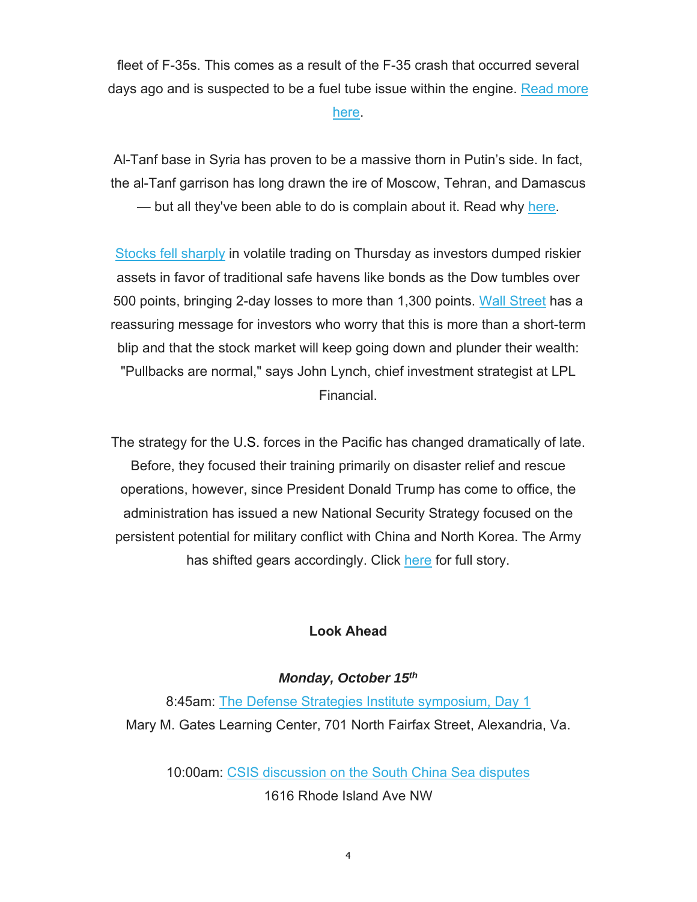fleet of F-35s. This comes as a result of the F-35 crash that occurred several days ago and is suspected to be a fuel tube issue within the engine. Read more here.

Al-Tanf base in Syria has proven to be a massive thorn in Putin's side. In fact, the al-Tanf garrison has long drawn the ire of Moscow, Tehran, and Damascus — but all they've been able to do is complain about it. Read why here.

Stocks fell sharply in volatile trading on Thursday as investors dumped riskier assets in favor of traditional safe havens like bonds as the Dow tumbles over 500 points, bringing 2-day losses to more than 1,300 points. Wall Street has a reassuring message for investors who worry that this is more than a short-term blip and that the stock market will keep going down and plunder their wealth: "Pullbacks are normal," says John Lynch, chief investment strategist at LPL Financial.

The strategy for the U.S. forces in the Pacific has changed dramatically of late. Before, they focused their training primarily on disaster relief and rescue operations, however, since President Donald Trump has come to office, the administration has issued a new National Security Strategy focused on the persistent potential for military conflict with China and North Korea. The Army has shifted gears accordingly. Click here for full story.

**Look Ahead**

***Monday, October 15th***

8:45am: The Defense Strategies Institute symposium, Day 1
Mary M. Gates Learning Center, 701 North Fairfax Street, Alexandria, Va.

10:00am: CSIS discussion on the South China Sea disputes
1616 Rhode Island Ave NW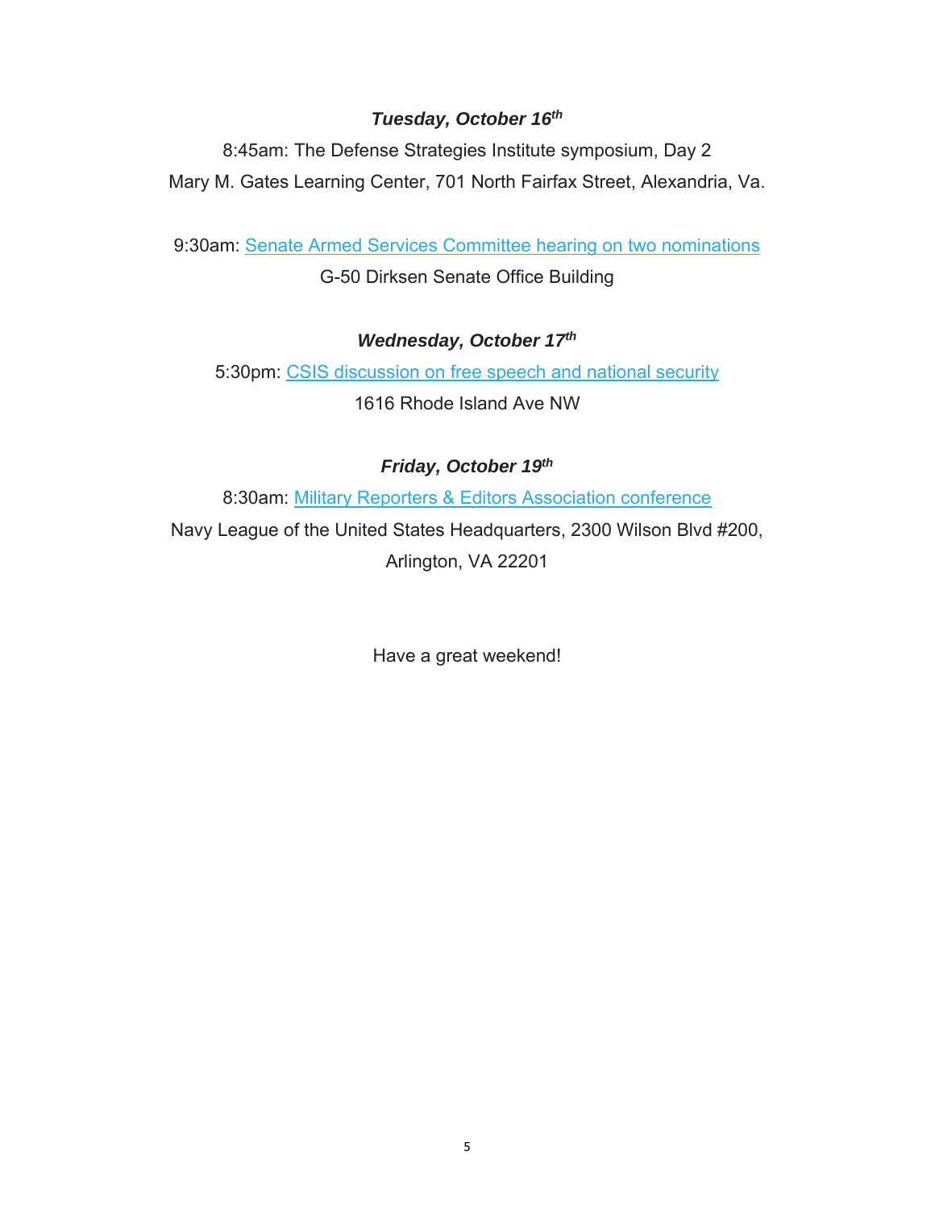***Tuesday, October 16th***

8:45am: The Defense Strategies Institute symposium, Day 2

Mary M. Gates Learning Center, 701 North Fairfax Street, Alexandria, Va.

9:30am: Senate Armed Services Committee hearing on two nominations

G-50 Dirksen Senate Office Building

***Wednesday, October 17th***

5:30pm: CSIS discussion on free speech and national security

1616 Rhode Island Ave NW

***Friday, October 19th***

8:30am: Military Reporters & Editors Association conference

Navy League of the United States Headquarters, 2300 Wilson Blvd #200, Arlington, VA 22201

Have a great weekend!